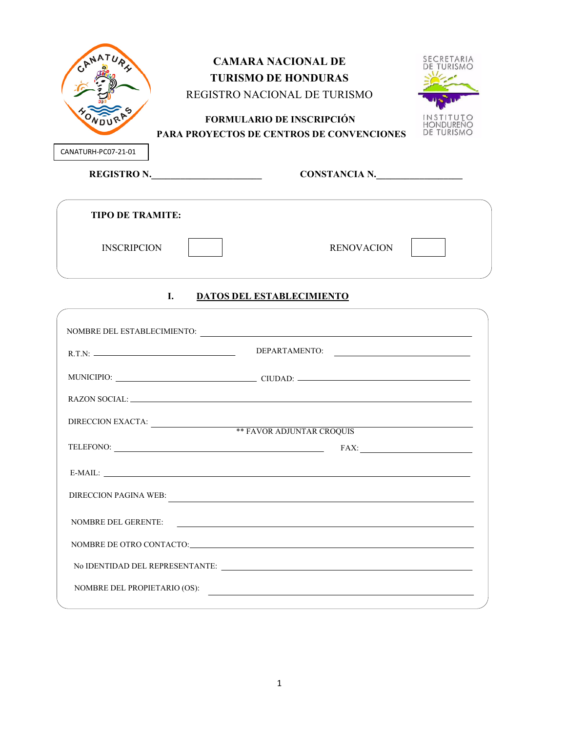# CAMARA NACIONAL DE TURISMO DE HONDURAS

REGISTRO NACIONAL DE TURISMO

**FORMULARIO DE INSCRIPCIÓN**
**PARA PROYECTOS DE CENTROS DE CONVENCIONES**

SECRETARIA DE TURISMO

INSTITUTO HONDUREÑO DE TURISMO

CANATURH-PC07-21-01

**REGISTRO N.**_______________________ **CONSTANCIA N.**__________________

**TIPO DE TRAMITE:**

INSCRIPCION [ ] RENOVACION [ ]

## I. DATOS DEL ESTABLECIMIENTO

NOMBRE DEL ESTABLECIMIENTO: ____________________________________________

R.T.N: ______________________________ DEPARTAMENTO: ______________________________

MUNICIPIO: ______________________________ CIUDAD: ______________________________

RAZON SOCIAL: ____________________________________________

DIRECCION EXACTA: ____________________________________________

** FAVOR ADJUNTAR CROQUIS

TELEFONO: ______________________________ FAX: ______________________________

E-MAIL: ____________________________________________

DIRECCION PAGINA WEB: ____________________________________________

NOMBRE DEL GERENTE: ____________________________________________

NOMBRE DE OTRO CONTACTO: ____________________________________________

No IDENTIDAD DEL REPRESENTANTE: ____________________________________________

NOMBRE DEL PROPIETARIO (OS): ____________________________________________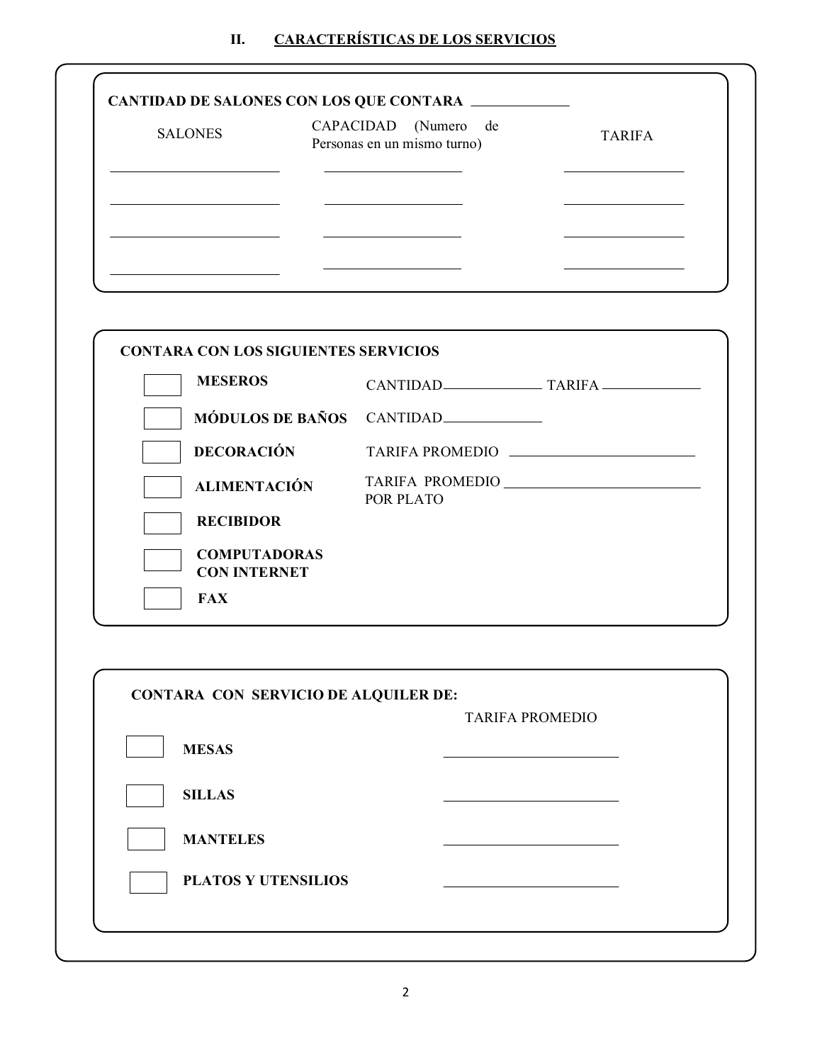## II. CARACTERÍSTICAS DE LOS SERVICIOS

**CANTIDAD DE SALONES CON LOS QUE CONTARA** ____________

| SALONES | CAPACIDAD (Numero de Personas en un mismo turno) | TARIFA |
|---|---|---|
| | | |
| | | |
| | | |
| | | |

**CONTARA CON LOS SIGUIENTES SERVICIOS**

- [ ] **MESEROS** — CANTIDAD____________ TARIFA ____________
- [ ] **MÓDULOS DE BAÑOS** — CANTIDAD____________
- [ ] **DECORACIÓN** — TARIFA PROMEDIO ____________
- [ ] **ALIMENTACIÓN** — TARIFA PROMEDIO POR PLATO ____________
- [ ] **RECIBIDOR**
- [ ] **COMPUTADORAS CON INTERNET**
- [ ] **FAX**

**CONTARA CON SERVICIO DE ALQUILER DE:**

| | TARIFA PROMEDIO |
|---|---|
| [ ] **MESAS** | ____________ |
| [ ] **SILLAS** | ____________ |
| [ ] **MANTELES** | ____________ |
| [ ] **PLATOS Y UTENSILIOS** | ____________ |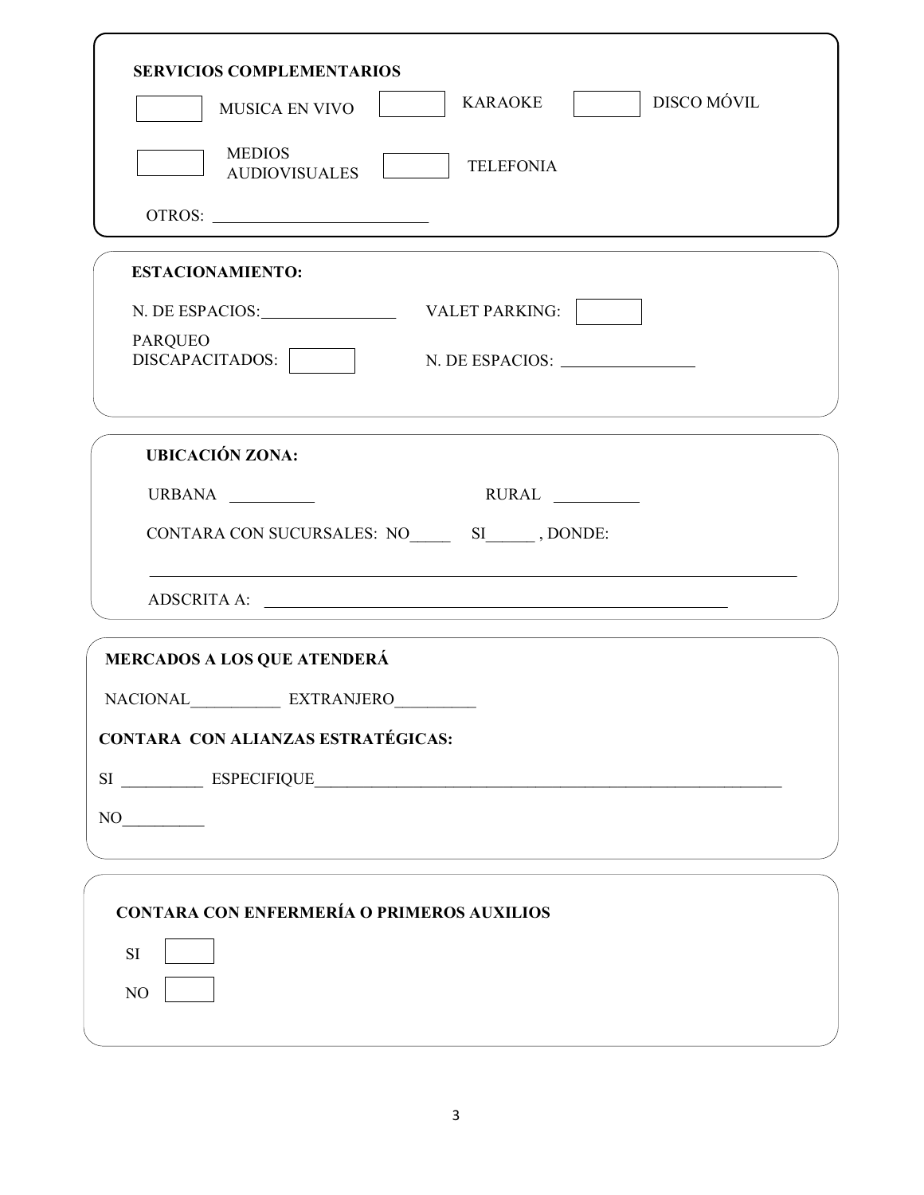**SERVICIOS COMPLEMENTARIOS**

☐ MUSICA EN VIVO ☐ KARAOKE ☐ DISCO MÓVIL

☐ MEDIOS AUDIOVISUALES ☐ TELEFONIA

OTROS: ___________________________

**ESTACIONAMIENTO:**

N. DE ESPACIOS: _________________ VALET PARKING: ☐

PARQUEO DISCAPACITADOS: ☐ N. DE ESPACIOS: _________________

**UBICACIÓN ZONA:**

URBANA ___________ RURAL ___________

CONTARA CON SUCURSALES: NO_____ SI______ , DONDE:

_________________________________________________________________________________

ADSCRITA A: ____________________________________________________________

**MERCADOS A LOS QUE ATENDERÁ**

NACIONAL___________ EXTRANJERO__________

**CONTARA CON ALIANZAS ESTRATÉGICAS:**

SI __________ ESPECIFIQUE____________________________________________________________

NO__________

**CONTARA CON ENFERMERÍA O PRIMEROS AUXILIOS**

SI ☐

NO ☐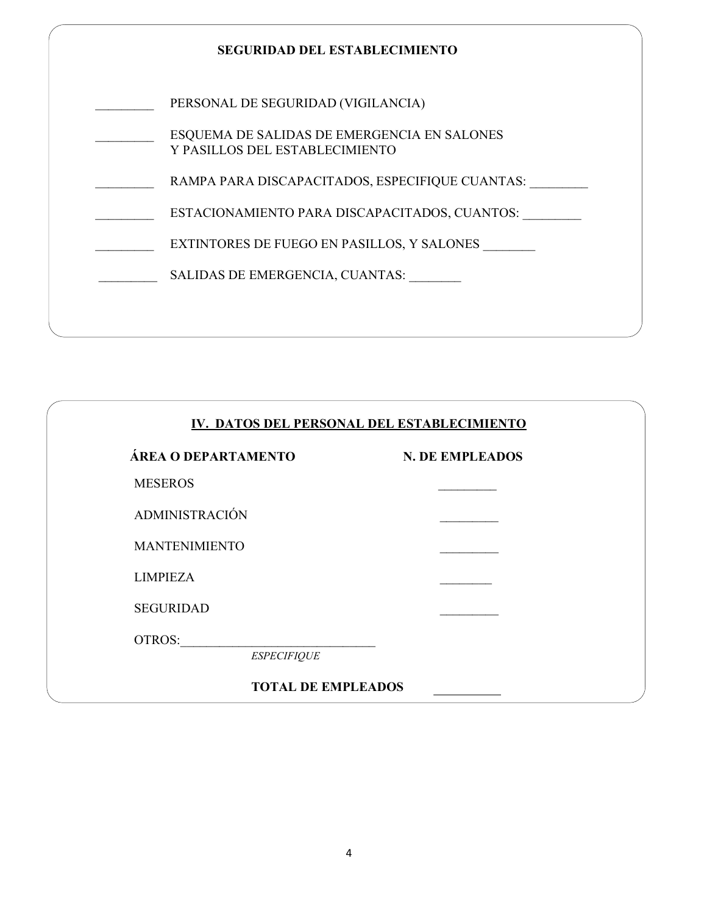## SEGURIDAD DEL ESTABLECIMIENTO

_________ PERSONAL DE SEGURIDAD (VIGILANCIA)

_________ ESQUEMA DE SALIDAS DE EMERGENCIA EN SALONES Y PASILLOS DEL ESTABLECIMIENTO

_________ RAMPA PARA DISCAPACITADOS, ESPECIFIQUE CUANTAS: _________

_________ ESTACIONAMIENTO PARA DISCAPACITADOS, CUANTOS: _________

_________ EXTINTORES DE FUEGO EN PASILLOS, Y SALONES ________

_________ SALIDAS DE EMERGENCIA, CUANTAS: ________

## IV. DATOS DEL PERSONAL DEL ESTABLECIMIENTO

| ÁREA O DEPARTAMENTO | N. DE EMPLEADOS |
|---|---|
| MESEROS | _________ |
| ADMINISTRACIÓN | _________ |
| MANTENIMIENTO | _________ |
| LIMPIEZA | ________ |
| SEGURIDAD | _________ |
| OTROS:______________________________ *ESPECIFIQUE* | |
| **TOTAL DE EMPLEADOS** | __________ |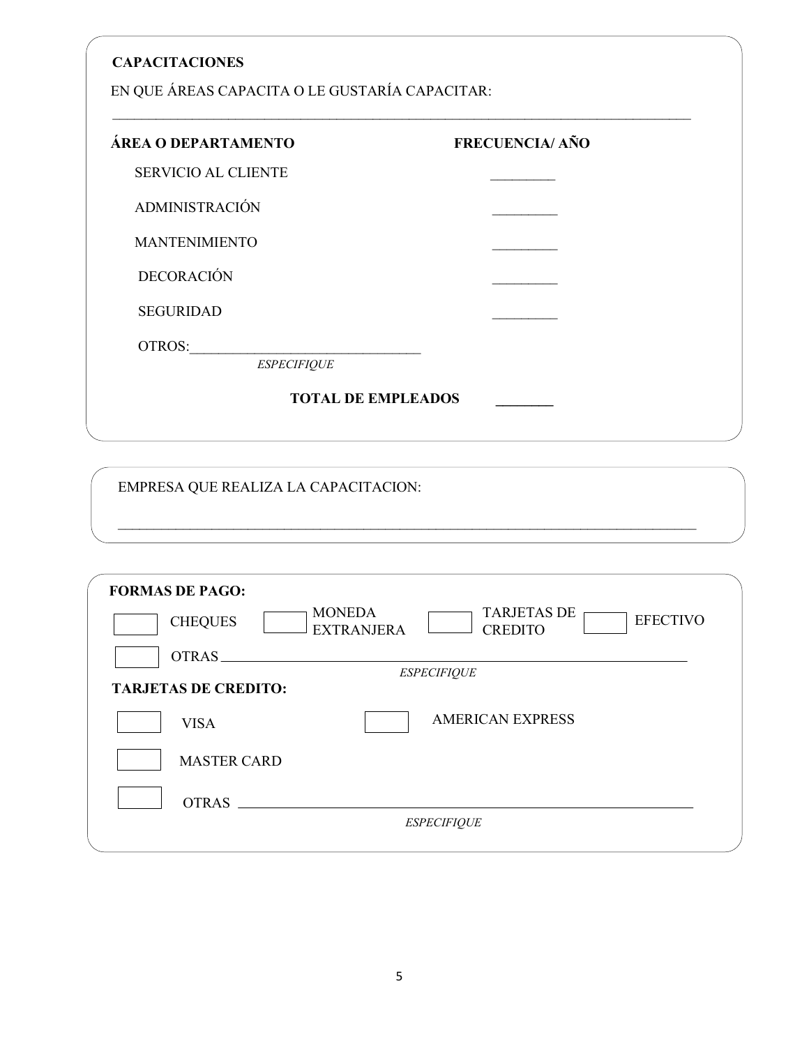**CAPACITACIONES**

EN QUE ÁREAS CAPACITA O LE GUSTARÍA CAPACITAR:

_______________________________________________________________________________

| ÁREA O DEPARTAMENTO | FRECUENCIA/ AÑO |
|---|---|
| SERVICIO AL CLIENTE | _________ |
| ADMINISTRACIÓN | _________ |
| MANTENIMIENTO | _________ |
| DECORACIÓN | _________ |
| SEGURIDAD | _________ |
| OTROS:______________________________ *ESPECIFIQUE* | |
| **TOTAL DE EMPLEADOS** | ________ |

EMPRESA QUE REALIZA LA CAPACITACION:

_______________________________________________________________________________

**FORMAS DE PAGO:**

☐ CHEQUES ☐ MONEDA EXTRANJERA ☐ TARJETAS DE CREDITO ☐ EFECTIVO

☐ OTRAS _______________________________________________________________
*ESPECIFIQUE*

**TARJETAS DE CREDITO:**

☐ VISA ☐ AMERICAN EXPRESS

☐ MASTER CARD

☐ OTRAS _______________________________________________________________
*ESPECIFIQUE*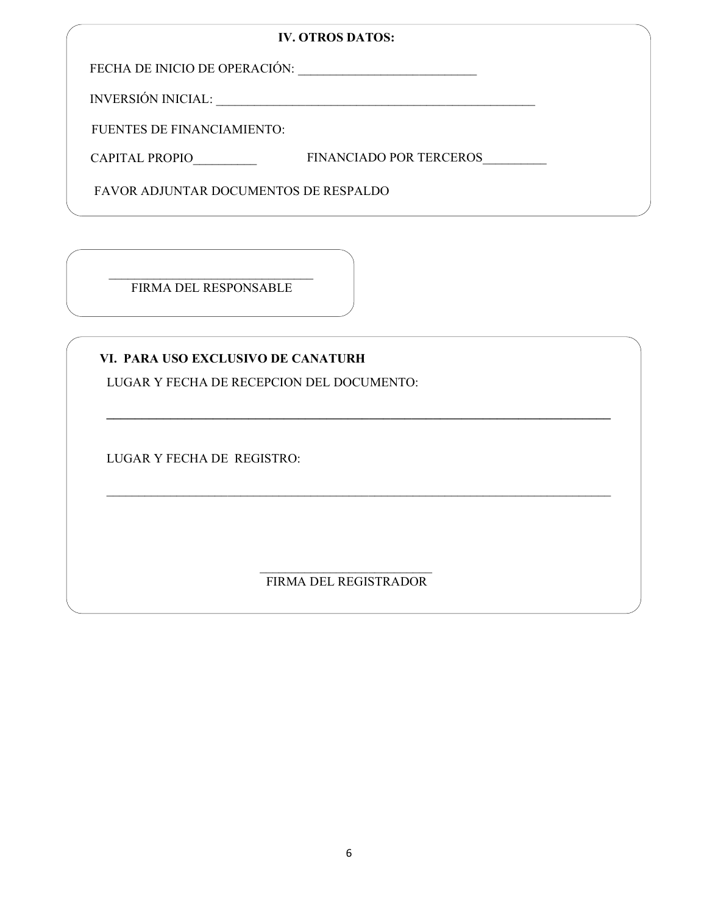## IV. OTROS DATOS:

FECHA DE INICIO DE OPERACIÓN: ____________________________

INVERSIÓN INICIAL: ____________________________________________________

FUENTES DE FINANCIAMIENTO:

CAPITAL PROPIO__________ FINANCIADO POR TERCEROS__________

FAVOR ADJUNTAR DOCUMENTOS DE RESPALDO

________________________________
FIRMA DEL RESPONSABLE

## VI. PARA USO EXCLUSIVO DE CANATURH

LUGAR Y FECHA DE RECEPCION DEL DOCUMENTO:

__________________________________________________________________________________

LUGAR Y FECHA DE REGISTRO:

__________________________________________________________________________________

____________________________
FIRMA DEL REGISTRADOR